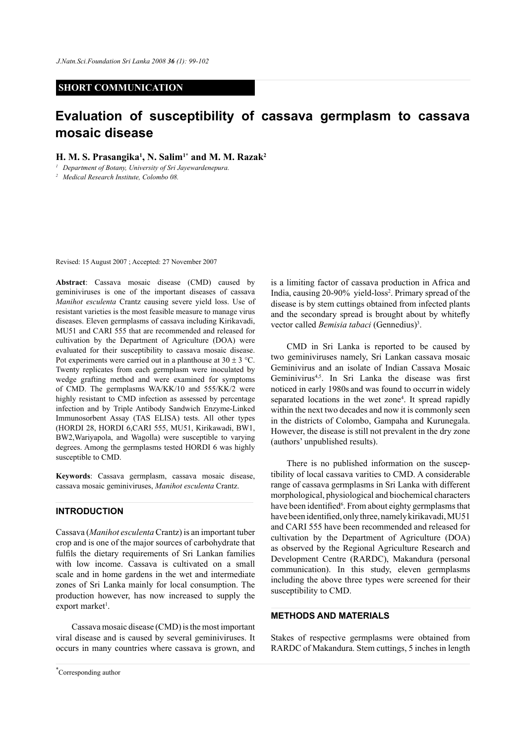## SHORT COMMUNICATION

# Evaluation of susceptibility of cassava germplasm to cassava mosaic disease

**H. M. S. Prasangika[1], N. Salim[1*] and M. M. Razak[2]**

[1] *Department of Botany, University of Sri Jayewardenepura.*

[2] *Medical Research Institute, Colombo 08.*

Revised: 15 August 2007 ; Accepted: 27 November 2007

**Abstract**: Cassava mosaic disease (CMD) caused by geminiviruses is one of the important diseases of cassava *Manihot esculenta* Crantz causing severe yield loss. Use of resistant varieties is the most feasible measure to manage virus diseases. Eleven germplasms of cassava including Kirikavadi, MU51 and CARI 555 that are recommended and released for cultivation by the Department of Agriculture (DOA) were evaluated for their susceptibility to cassava mosaic disease. Pot experiments were carried out in a planthouse at $30 \pm 3$ °C. Twenty replicates from each germplasm were inoculated by wedge grafting method and were examined for symptoms of CMD. The germplasms WA/KK/10 and 555/KK/2 were highly resistant to CMD infection as assessed by percentage infection and by Triple Antibody Sandwich Enzyme-Linked Immunosorbent Assay (TAS ELISA) tests. All other types (HORDI 28, HORDI 6,CARI 555, MU51, Kirikawadi, BW1, BW2,Wariyapola, and Wagolla) were susceptible to varying degrees. Among the germplasms tested HORDI 6 was highly susceptible to CMD.

**Keywords**: Cassava germplasm, cassava mosaic disease, cassava mosaic geminiviruses, *Manihot esculenta* Crantz.

## INTRODUCTION

Cassava (*Manihot esculenta* Crantz) is an important tuber crop and is one of the major sources of carbohydrate that fulfils the dietary requirements of Sri Lankan families with low income. Cassava is cultivated on a small scale and in home gardens in the wet and intermediate zones of Sri Lanka mainly for local consumption. The production however, has now increased to supply the export market[1].

Cassava mosaic disease (CMD) is the most important viral disease and is caused by several geminiviruses. It occurs in many countries where cassava is grown, and is a limiting factor of cassava production in Africa and India, causing 20-90% yield-loss[2]. Primary spread of the disease is by stem cuttings obtained from infected plants and the secondary spread is brought about by whitefly vector called *Bemisia tabaci* (Gennedius)[3].

CMD in Sri Lanka is reported to be caused by two geminiviruses namely, Sri Lankan cassava mosaic Geminivirus and an isolate of Indian Cassava Mosaic Geminivirus[4,5]. In Sri Lanka the disease was first noticed in early 1980s and was found to occurr in widely separated locations in the wet zone[4]. It spread rapidly within the next two decades and now it is commonly seen in the districts of Colombo, Gampaha and Kurunegala. However, the disease is still not prevalent in the dry zone (authors' unpublished results).

There is no published information on the susceptibility of local cassava varities to CMD. A considerable range of cassava germplasms in Sri Lanka with different morphological, physiological and biochemical characters have been identified[6]. From about eighty germplasms that have been identified, only three, namely kirikavadi, MU51 and CARI 555 have been recommended and released for cultivation by the Department of Agriculture (DOA) as observed by the Regional Agriculture Research and Development Centre (RARDC), Makandura (personal communication). In this study, eleven germplasms including the above three types were screened for their susceptibility to CMD.

## METHODS AND MATERIALS

Stakes of respective germplasms were obtained from RARDC of Makandura. Stem cuttings, 5 inches in length

\*Corresponding author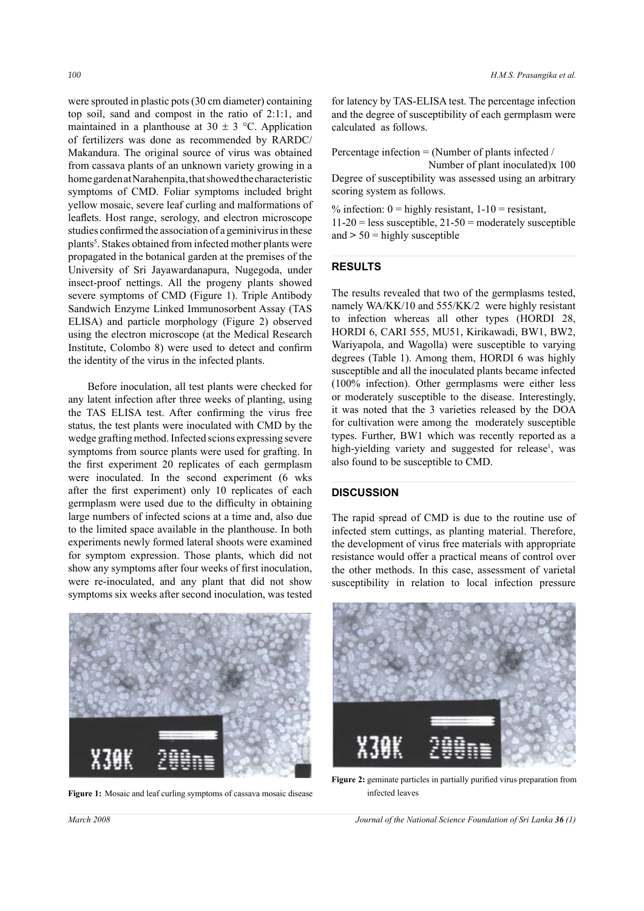were sprouted in plastic pots (30 cm diameter) containing top soil, sand and compost in the ratio of 2:1:1, and maintained in a planthouse at 30 ± 3 °C. Application of fertilizers was done as recommended by RARDC/ Makandura. The original source of virus was obtained from cassava plants of an unknown variety growing in a home garden at Narahenpita, that showed the characteristic symptoms of CMD. Foliar symptoms included bright yellow mosaic, severe leaf curling and malformations of leaflets. Host range, serology, and electron microscope studies confirmed the association of a geminivirus in these plants[5]. Stakes obtained from infected mother plants were propagated in the botanical garden at the premises of the University of Sri Jayawardanapura, Nugegoda, under insect-proof nettings. All the progeny plants showed severe symptoms of CMD (Figure 1). Triple Antibody Sandwich Enzyme Linked Immunosorbent Assay (TAS ELISA) and particle morphology (Figure 2) observed using the electron microscope (at the Medical Research Institute, Colombo 8) were used to detect and confirm the identity of the virus in the infected plants.

Before inoculation, all test plants were checked for any latent infection after three weeks of planting, using the TAS ELISA test. After confirming the virus free status, the test plants were inoculated with CMD by the wedge grafting method. Infected scions expressing severe symptoms from source plants were used for grafting. In the first experiment 20 replicates of each germplasm were inoculated. In the second experiment (6 wks after the first experiment) only 10 replicates of each germplasm were used due to the difficulty in obtaining large numbers of infected scions at a time and, also due to the limited space available in the planthouse. In both experiments newly formed lateral shoots were examined for symptom expression. Those plants, which did not show any symptoms after four weeks of first inoculation, were re-inoculated, and any plant that did not show symptoms six weeks after second inoculation, was tested for latency by TAS-ELISA test. The percentage infection and the degree of susceptibility of each germplasm were calculated as follows.

Percentage infection = (Number of plants infected / Number of plant inoculated)x 100

Degree of susceptibility was assessed using an arbitrary scoring system as follows.

% infection: 0 = highly resistant, 1-10 = resistant, 11-20 = less susceptible, 21-50 = moderately susceptible and > 50 = highly susceptible

## RESULTS

The results revealed that two of the germplasms tested, namely WA/KK/10 and 555/KK/2 were highly resistant to infection whereas all other types (HORDI 28, HORDI 6, CARI 555, MU51, Kirikawadi, BW1, BW2, Wariyapola, and Wagolla) were susceptible to varying degrees (Table 1). Among them, HORDI 6 was highly susceptible and all the inoculated plants became infected (100% infection). Other germplasms were either less or moderately susceptible to the disease. Interestingly, it was noted that the 3 varieties released by the DOA for cultivation were among the moderately susceptible types. Further, BW1 which was recently reported as a high-yielding variety and suggested for release[1], was also found to be susceptible to CMD.

## DISCUSSION

The rapid spread of CMD is due to the routine use of infected stem cuttings, as planting material. Therefore, the development of virus free materials with appropriate resistance would offer a practical means of control over the other methods. In this case, assessment of varietal susceptibility in relation to local infection pressure

Figure 1: Mosaic and leaf curling symptoms of cassava mosaic disease

Figure 2: geminate particles in partially purified virus preparation from infected leaves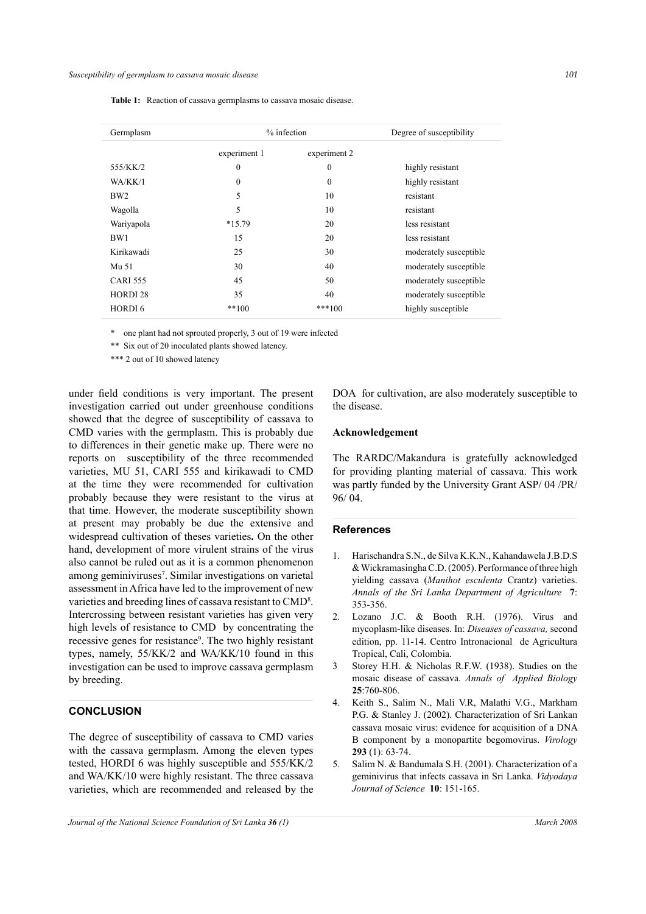**Table 1:** Reaction of cassava germplasms to cassava mosaic disease.

| Germplasm | % infection | | Degree of susceptibility |
|---|---|---|---|
| | experiment 1 | experiment 2 | |
| 555/KK/2 | 0 | 0 | highly resistant |
| WA/KK/1 | 0 | 0 | highly resistant |
| BW2 | 5 | 10 | resistant |
| Wagolla | 5 | 10 | resistant |
| Wariyapola | *15.79 | 20 | less resistant |
| BW1 | 15 | 20 | less resistant |
| Kirikawadi | 25 | 30 | moderately susceptible |
| Mu 51 | 30 | 40 | moderately susceptible |
| CARI 555 | 45 | 50 | moderately susceptible |
| HORDI 28 | 35 | 40 | moderately susceptible |
| HORDI 6 | **100 | ***100 | highly susceptible |

\* one plant had not sprouted properly, 3 out of 19 were infected

** Six out of 20 inoculated plants showed latency.

*** 2 out of 10 showed latency

under field conditions is very important. The present investigation carried out under greenhouse conditions showed that the degree of susceptibility of cassava to CMD varies with the germplasm. This is probably due to differences in their genetic make up. There were no reports on susceptibility of the three recommended varieties, MU 51, CARI 555 and kirikawadi to CMD at the time they were recommended for cultivation probably because they were resistant to the virus at that time. However, the moderate susceptibility shown at present may probably be due the extensive and widespread cultivation of theses varieties**.** On the other hand, development of more virulent strains of the virus also cannot be ruled out as it is a common phenomenon among geminiviruses[7]. Similar investigations on varietal assessment in Africa have led to the improvement of new varieties and breeding lines of cassava resistant to CMD[8]. Intercrossing between resistant varieties has given very high levels of resistance to CMD by concentrating the recessive genes for resistance[9]. The two highly resistant types, namely, 55/KK/2 and WA/KK/10 found in this investigation can be used to improve cassava germplasm by breeding.

## CONCLUSION

The degree of susceptibility of cassava to CMD varies with the cassava germplasm. Among the eleven types tested, HORDI 6 was highly susceptible and 555/KK/2 and WA/KK/10 were highly resistant. The three cassava varieties, which are recommended and released by the DOA for cultivation, are also moderately susceptible to the disease.

### Acknowledgement

The RARDC/Makandura is gratefully acknowledged for providing planting material of cassava. This work was partly funded by the University Grant ASP/ 04 /PR/ 96/ 04.

## References

1. Harischandra S.N., de Silva K.K.N., Kahandawela J.B.D.S & Wickramasingha C.D. (2005). Performance of three high yielding cassava (*Manihot esculenta* Crantz) varieties. *Annals of the Sri Lanka Department of Agriculture* **7**: 353-356.
2. Lozano J.C. & Booth R.H. (1976). Virus and mycoplasm-like diseases. In: *Diseases of cassava,* second edition, pp. 11-14. Centro Intronacional de Agricultura Tropical, Cali, Colombia.
3. Storey H.H. & Nicholas R.F.W. (1938). Studies on the mosaic disease of cassava. *Annals of Applied Biology* **25**:760-806.
4. Keith S., Salim N., Mali V.R, Malathi V.G., Markham P.G. & Stanley J. (2002). Characterization of Sri Lankan cassava mosaic virus: evidence for acquisition of a DNA B component by a monopartite begomovirus. *Virology* **293** (1): 63-74.
5. Salim N. & Bandumala S.H. (2001). Characterization of a geminivirus that infects cassava in Sri Lanka. *Vidyodaya Journal of Science* **10**: 151-165.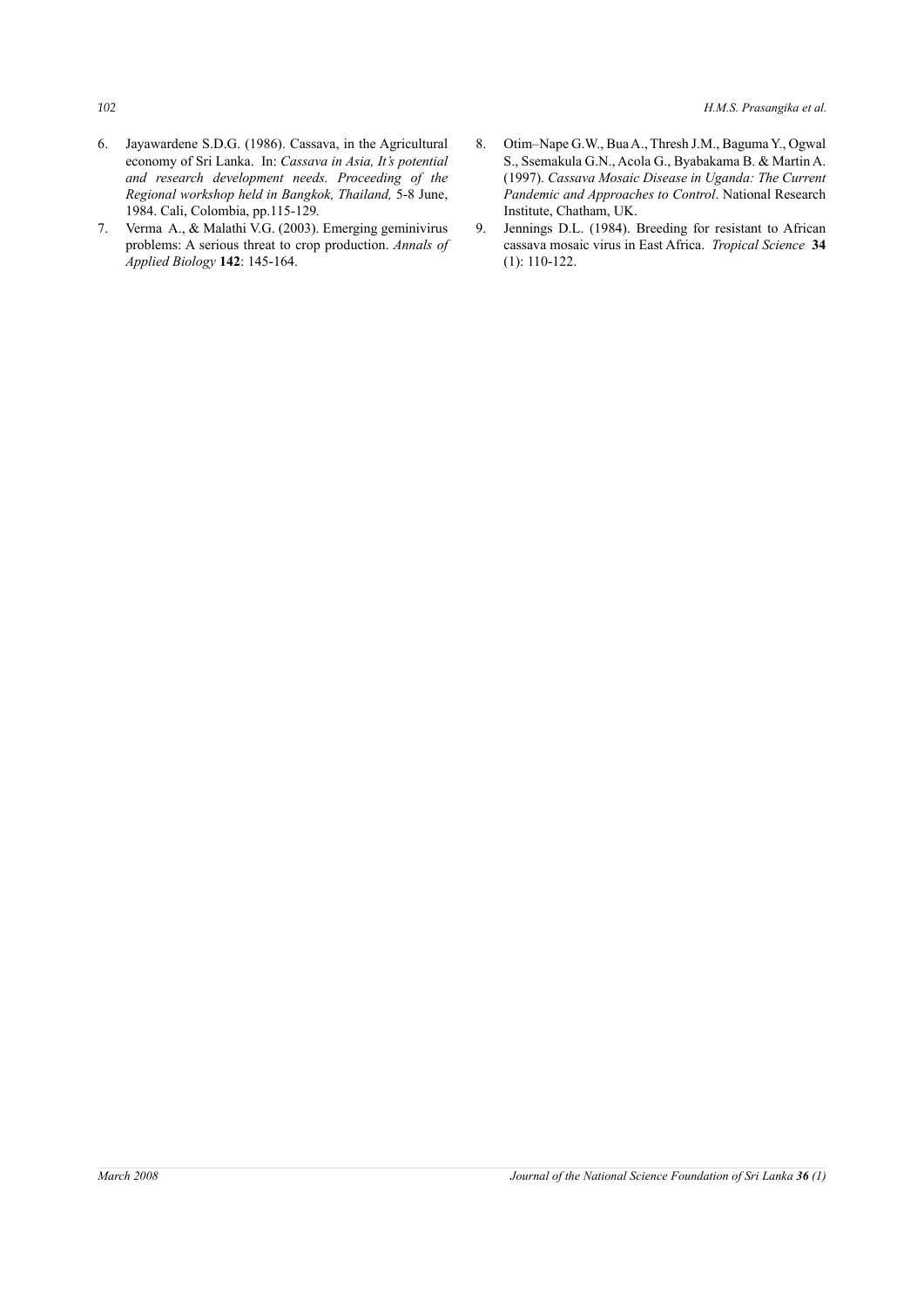6. Jayawardene S.D.G. (1986). Cassava, in the Agricultural economy of Sri Lanka. In: *Cassava in Asia, It's potential and research development needs. Proceeding of the Regional workshop held in Bangkok, Thailand,* 5-8 June, 1984. Cali, Colombia, pp.115-129.
7. Verma A., & Malathi V.G. (2003). Emerging geminivirus problems: A serious threat to crop production. *Annals of Applied Biology* **142**: 145-164.
8. Otim–Nape G.W., Bua A., Thresh J.M., Baguma Y., Ogwal S., Ssemakula G.N., Acola G., Byabakama B. & Martin A. (1997). *Cassava Mosaic Disease in Uganda: The Current Pandemic and Approaches to Control*. National Research Institute, Chatham, UK.
9. Jennings D.L. (1984). Breeding for resistant to African cassava mosaic virus in East Africa. *Tropical Science* **34** (1): 110-122.